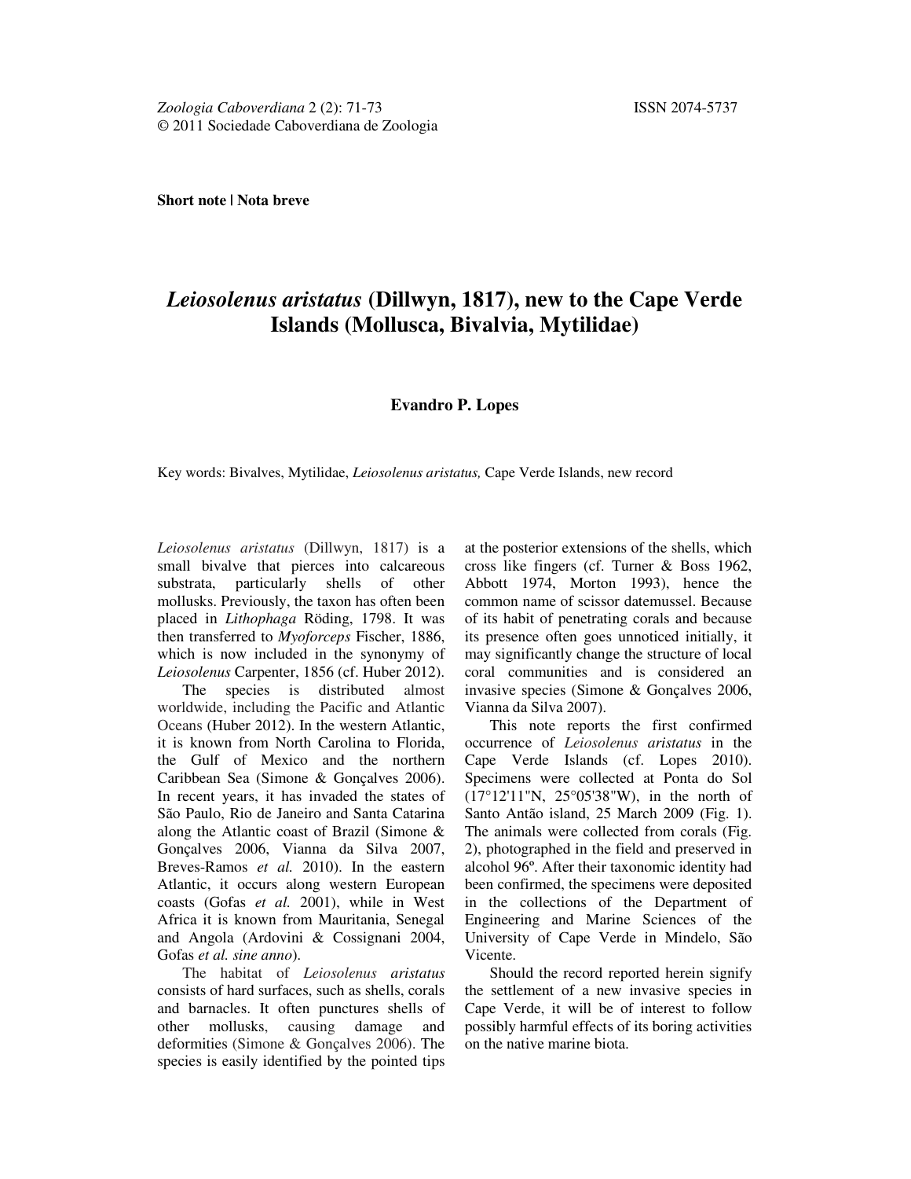Short note | Nota breve

# *Leiosolenus aristatus* (Dillwyn, 1817), new to the Cape Verde Islands (Mollusca, Bivalvia, Mytilidae)

**Evandro P. Lopes**

Key words: Bivalves, Mytilidae, *Leiosolenus aristatus,* Cape Verde Islands, new record

*Leiosolenus aristatus* (Dillwyn, 1817) is a small bivalve that pierces into calcareous substrata, particularly shells of other mollusks. Previously, the taxon has often been placed in *Lithophaga* Röding, 1798. It was then transferred to *Myoforceps* Fischer, 1886, which is now included in the synonymy of *Leiosolenus* Carpenter, 1856 (cf. Huber 2012).

The species is distributed almost worldwide, including the Pacific and Atlantic Oceans (Huber 2012). In the western Atlantic, it is known from North Carolina to Florida, the Gulf of Mexico and the northern Caribbean Sea (Simone & Gonçalves 2006). In recent years, it has invaded the states of São Paulo, Rio de Janeiro and Santa Catarina along the Atlantic coast of Brazil (Simone & Gonçalves 2006, Vianna da Silva 2007, Breves-Ramos *et al.* 2010). In the eastern Atlantic, it occurs along western European coasts (Gofas *et al.* 2001), while in West Africa it is known from Mauritania, Senegal and Angola (Ardovini & Cossignani 2004, Gofas *et al. sine anno*).

The habitat of *Leiosolenus aristatus* consists of hard surfaces, such as shells, corals and barnacles. It often punctures shells of other mollusks, causing damage and deformities (Simone & Gonçalves 2006). The species is easily identified by the pointed tips at the posterior extensions of the shells, which cross like fingers (cf. Turner & Boss 1962, Abbott 1974, Morton 1993), hence the common name of scissor datemussel. Because of its habit of penetrating corals and because its presence often goes unnoticed initially, it may significantly change the structure of local coral communities and is considered an invasive species (Simone & Gonçalves 2006, Vianna da Silva 2007).

This note reports the first confirmed occurrence of *Leiosolenus aristatus* in the Cape Verde Islands (cf. Lopes 2010). Specimens were collected at Ponta do Sol (17°12'11"N, 25°05'38"W), in the north of Santo Antão island, 25 March 2009 (Fig. 1). The animals were collected from corals (Fig. 2), photographed in the field and preserved in alcohol 96º. After their taxonomic identity had been confirmed, the specimens were deposited in the collections of the Department of Engineering and Marine Sciences of the University of Cape Verde in Mindelo, São Vicente.

Should the record reported herein signify the settlement of a new invasive species in Cape Verde, it will be of interest to follow possibly harmful effects of its boring activities on the native marine biota.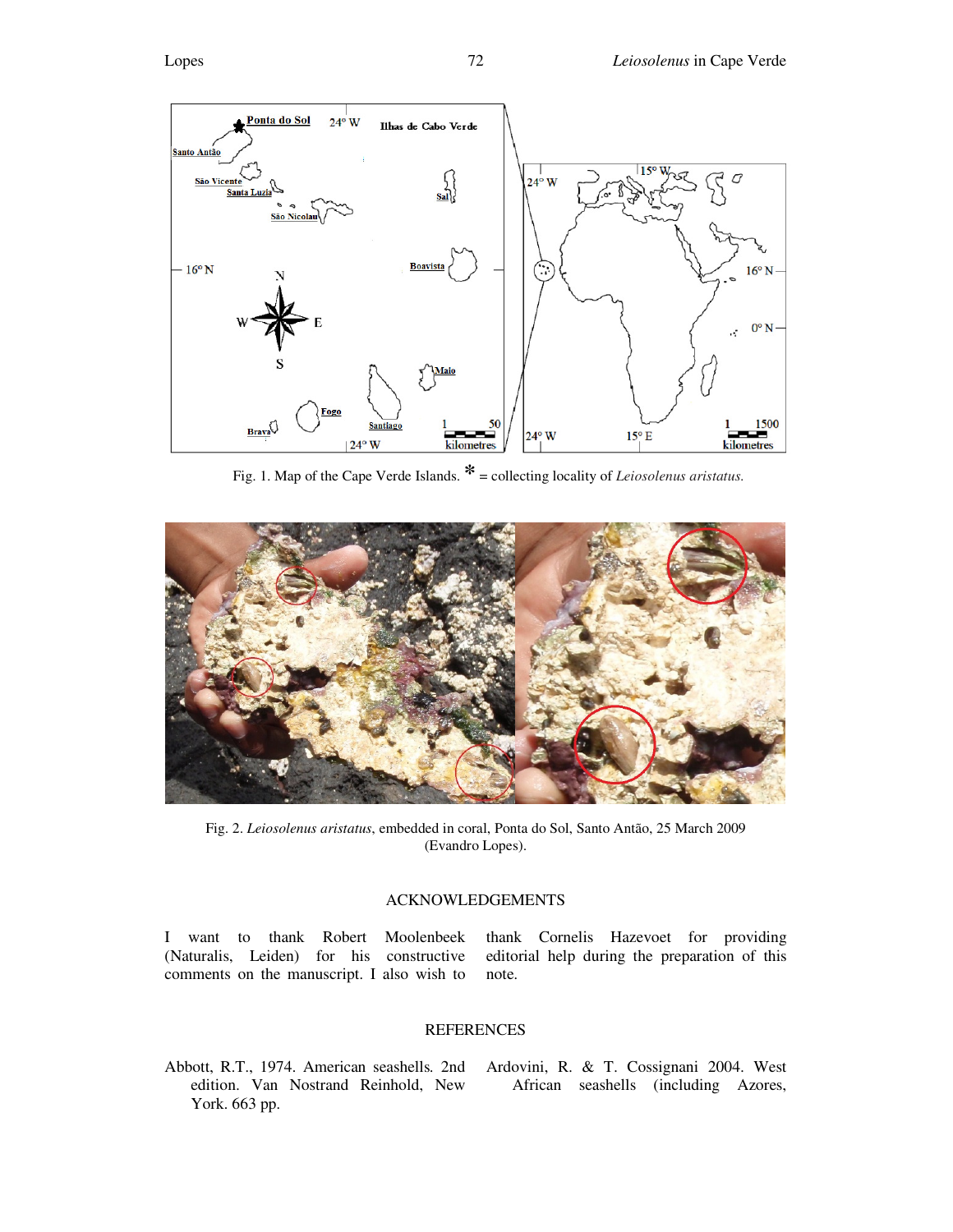Fig. 1. Map of the Cape Verde Islands. * = collecting locality of *Leiosolenus aristatus.*

Fig. 2. *Leiosolenus aristatus*, embedded in coral, Ponta do Sol, Santo Antão, 25 March 2009 (Evandro Lopes).

## ACKNOWLEDGEMENTS

I want to thank Robert Moolenbeek (Naturalis, Leiden) for his constructive comments on the manuscript. I also wish to thank Cornelis Hazevoet for providing editorial help during the preparation of this note.

## REFERENCES

Abbott, R.T., 1974. American seashells. 2nd edition. Van Nostrand Reinhold, New York. 663 pp.

Ardovini, R. & T. Cossignani 2004. West African seashells (including Azores,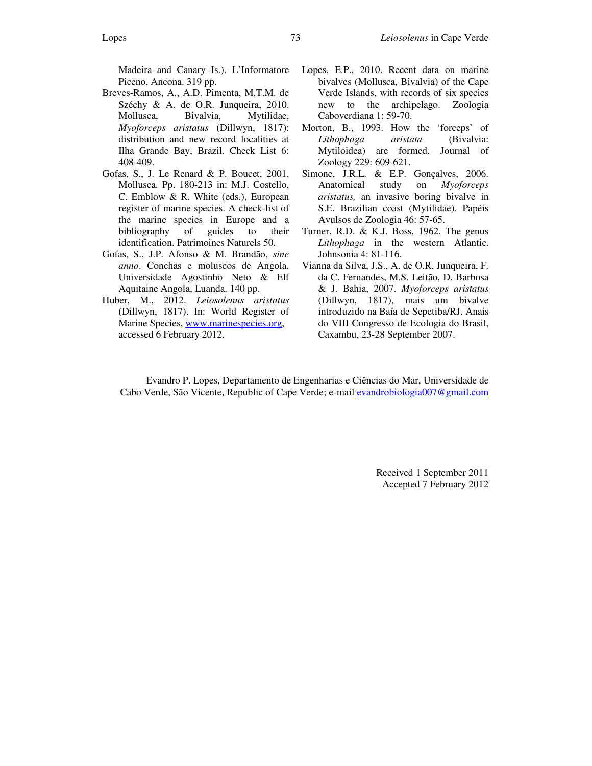Madeira and Canary Is.). L'Informatore Piceno, Ancona. 319 pp.

Breves-Ramos, A., A.D. Pimenta, M.T.M. de Széchy & A. de O.R. Junqueira, 2010. Mollusca, Bivalvia, Mytilidae, *Myoforceps aristatus* (Dillwyn, 1817): distribution and new record localities at Ilha Grande Bay, Brazil. Check List 6: 408-409.

Gofas, S., J. Le Renard & P. Boucet, 2001. Mollusca. Pp. 180-213 in: M.J. Costello, C. Emblow & R. White (eds.), European register of marine species. A check-list of the marine species in Europe and a bibliography of guides to their identification. Patrimoines Naturels 50.

Gofas, S., J.P. Afonso & M. Brandão, *sine anno*. Conchas e moluscos de Angola. Universidade Agostinho Neto & Elf Aquitaine Angola, Luanda. 140 pp.

Huber, M., 2012. *Leiosolenus aristatus* (Dillwyn, 1817). In: World Register of Marine Species, www.marinespecies.org, accessed 6 February 2012.

Lopes, E.P., 2010. Recent data on marine bivalves (Mollusca, Bivalvia) of the Cape Verde Islands, with records of six species new to the archipelago. Zoologia Caboverdiana 1: 59-70.

Morton, B., 1993. How the 'forceps' of *Lithophaga aristata* (Bivalvia: Mytiloidea) are formed. Journal of Zoology 229: 609-621.

Simone, J.R.L. & E.P. Gonçalves, 2006. Anatomical study on *Myoforceps aristatus,* an invasive boring bivalve in S.E. Brazilian coast (Mytilidae). Papéis Avulsos de Zoologia 46: 57-65.

Turner, R.D. & K.J. Boss, 1962. The genus *Lithophaga* in the western Atlantic. Johnsonia 4: 81-116.

Vianna da Silva, J.S., A. de O.R. Junqueira, F. da C. Fernandes, M.S. Leitão, D. Barbosa & J. Bahia, 2007. *Myoforceps aristatus* (Dillwyn, 1817), mais um bivalve introduzido na Baía de Sepetiba/RJ. Anais do VIII Congresso de Ecologia do Brasil, Caxambu, 23-28 September 2007.

Evandro P. Lopes, Departamento de Engenharias e Ciências do Mar, Universidade de Cabo Verde, São Vicente, Republic of Cape Verde; e-mail evandrobiologia007@gmail.com

Received 1 September 2011
Accepted 7 February 2012